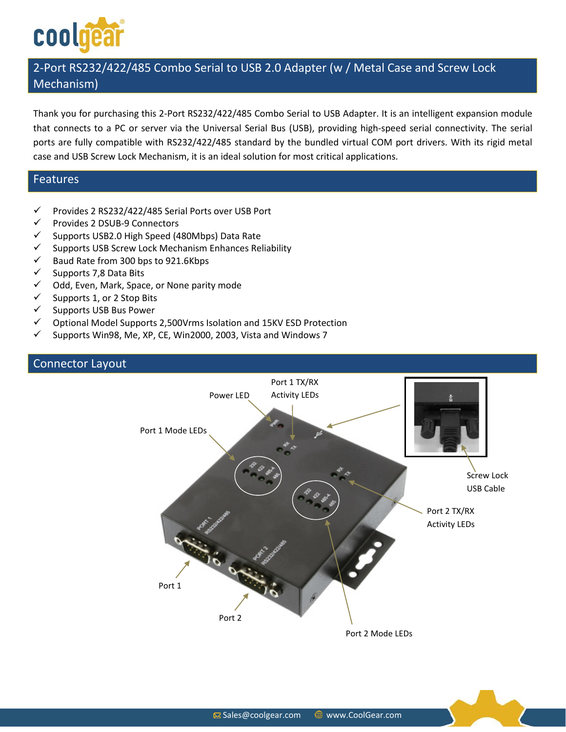# 2-Port RS232/422/485 Combo Serial to USB 2.0 Adapter (w / Metal Case and Screw Lock Mechanism)

Thank you for purchasing this 2-Port RS232/422/485 Combo Serial to USB Adapter. It is an intelligent expansion module that connects to a PC or server via the Universal Serial Bus (USB), providing high-speed serial connectivity. The serial ports are fully compatible with RS232/422/485 standard by the bundled virtual COM port drivers. With its rigid metal case and USB Screw Lock Mechanism, it is an ideal solution for most critical applications.

## Features

- ✓ Provides 2 RS232/422/485 Serial Ports over USB Port
- ✓ Provides 2 DSUB-9 Connectors
- ✓ Supports USB2.0 High Speed (480Mbps) Data Rate
- ✓ Supports USB Screw Lock Mechanism Enhances Reliability
- ✓ Baud Rate from 300 bps to 921.6Kbps
- ✓ Supports 7,8 Data Bits
- ✓ Odd, Even, Mark, Space, or None parity mode
- ✓ Supports 1, or 2 Stop Bits
- ✓ Supports USB Bus Power
- ✓ Optional Model Supports 2,500Vrms Isolation and 15KV ESD Protection
- ✓ Supports Win98, Me, XP, CE, Win2000, 2003, Vista and Windows 7

## Connector Layout

Power LED

Port 1 TX/RX Activity LEDs

Port 1 Mode LEDs

Screw Lock USB Cable

Port 2 TX/RX Activity LEDs

Port 1

Port 2

Port 2 Mode LEDs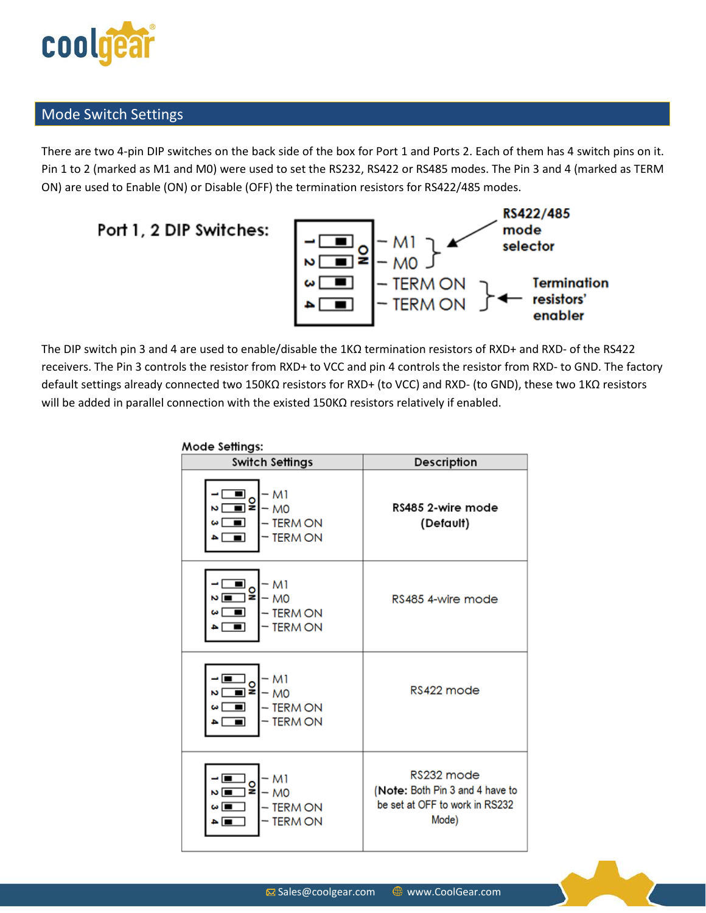## Mode Switch Settings

There are two 4-pin DIP switches on the back side of the box for Port 1 and Ports 2. Each of them has 4 switch pins on it. Pin 1 to 2 (marked as M1 and M0) were used to set the RS232, RS422 or RS485 modes. The Pin 3 and 4 (marked as TERM ON) are used to Enable (ON) or Disable (OFF) the termination resistors for RS422/485 modes.

**Port 1, 2 DIP Switches:**

1 – M1
2 – M0
3 – TERM ON
4 – TERM ON

M1, M0: RS422/485 mode selector
TERM ON, TERM ON: Termination resistors' enabler

The DIP switch pin 3 and 4 are used to enable/disable the 1KΩ termination resistors of RXD+ and RXD- of the RS422 receivers. The Pin 3 controls the resistor from RXD+ to VCC and pin 4 controls the resistor from RXD- to GND. The factory default settings already connected two 150KΩ resistors for RXD+ (to VCC) and RXD- (to GND), these two 1KΩ resistors will be added in parallel connection with the existed 150KΩ resistors relatively if enabled.

**Mode Settings:**

| Switch Settings | Description |
|---|---|
| 1 – M1, 2 – M0, 3 – TERM ON, 4 – TERM ON | **RS485 2-wire mode (Default)** |
| 1 – M1, 2 – M0, 3 – TERM ON, 4 – TERM ON | RS485 4-wire mode |
| 1 – M1, 2 – M0, 3 – TERM ON, 4 – TERM ON | RS422 mode |
| 1 – M1, 2 – M0, 3 – TERM ON, 4 – TERM ON | RS232 mode (**Note:** Both Pin 3 and 4 have to be set at OFF to work in RS232 Mode) |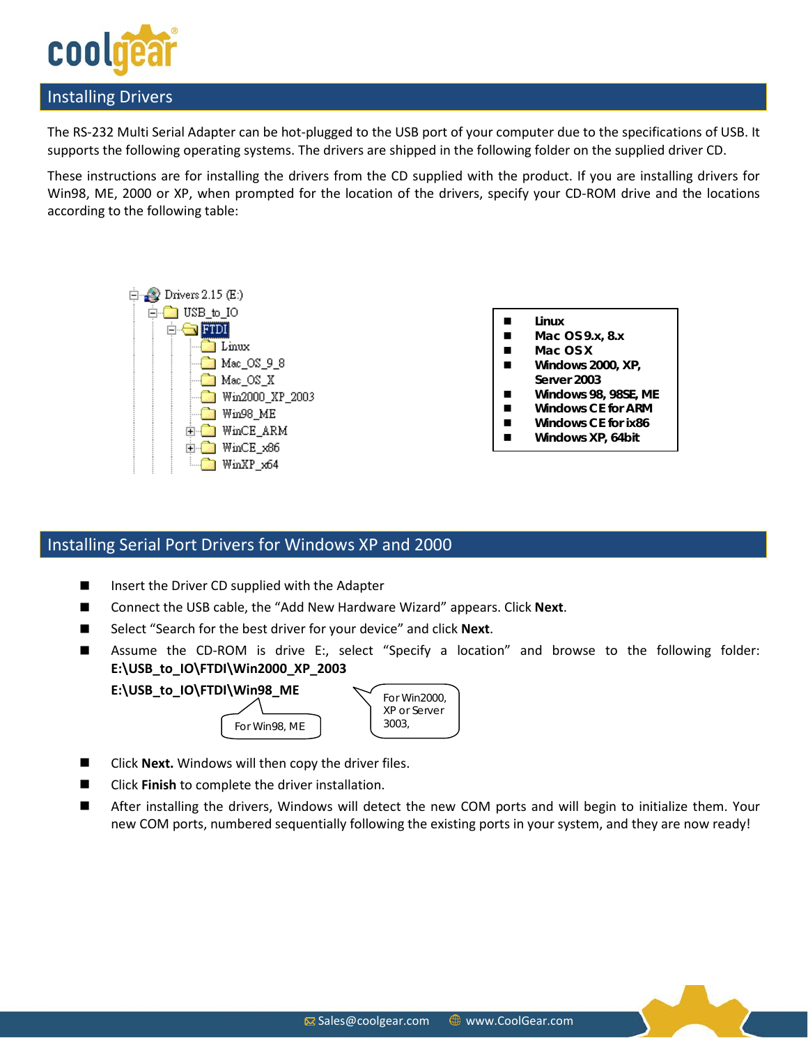## Installing Drivers

The RS-232 Multi Serial Adapter can be hot-plugged to the USB port of your computer due to the specifications of USB. It supports the following operating systems. The drivers are shipped in the following folder on the supplied driver CD.

These instructions are for installing the drivers from the CD supplied with the product. If you are installing drivers for Win98, ME, 2000 or XP, when prompted for the location of the drivers, specify your CD-ROM drive and the locations according to the following table:

```
Drivers 2.15 (E:)
└ USB_to_IO
  └ FTDI
    ├ Linux
    ├ Mac_OS_9_8
    ├ Mac_OS_X
    ├ Win2000_XP_2003
    ├ Win98_ME
    ├ WinCE_ARM
    ├ WinCE_x86
    └ WinXP_x64
```

- **Linux**
- **Mac OS 9.x, 8.x**
- **Mac OS X**
- **Windows 2000, XP, Server 2003**
- **Windows 98, 98SE, ME**
- **Windows CE for ARM**
- **Windows CE for ix86**
- **Windows XP, 64bit**

## Installing Serial Port Drivers for Windows XP and 2000

- Insert the Driver CD supplied with the Adapter
- Connect the USB cable, the "Add New Hardware Wizard" appears. Click **Next**.
- Select "Search for the best driver for your device" and click **Next**.
- Assume the CD-ROM is drive E:, select "Specify a location" and browse to the following folder: **E:\USB_to_IO\FTDI\Win2000_XP_2003** (For Win2000, XP or Server 3003,)

  **E:\USB_to_IO\FTDI\Win98_ME** (For Win98, ME)
- Click **Next.** Windows will then copy the driver files.
- Click **Finish** to complete the driver installation.
- After installing the drivers, Windows will detect the new COM ports and will begin to initialize them. Your new COM ports, numbered sequentially following the existing ports in your system, and they are now ready!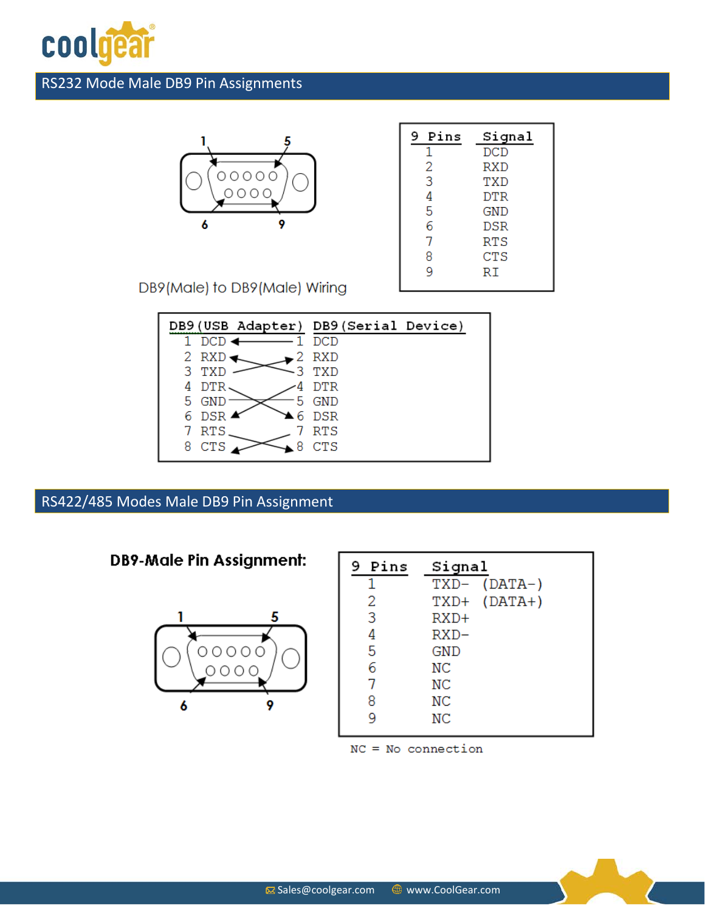## RS232 Mode Male DB9 Pin Assignments

1 5
6 9

| 9 Pins | Signal |
|---|---|
| 1 | DCD |
| 2 | RXD |
| 3 | TXD |
| 4 | DTR |
| 5 | GND |
| 6 | DSR |
| 7 | RTS |
| 8 | CTS |
| 9 | RI |

DB9(Male) to DB9(Male) Wiring

| DB9 (USB Adapter) | | DB9 (Serial Device) |
|---|---|---|
| 1 DCD | ← | 1 DCD |
| 2 RXD | ↔ 3 TXD | 2 RXD |
| 3 TXD | ↔ 2 RXD | 3 TXD |
| 4 DTR | → 6 DSR | 4 DTR |
| 5 GND | — | 5 GND |
| 6 DSR | ← 4 DTR | 6 DSR |
| 7 RTS | → 8 CTS | 7 RTS |
| 8 CTS | ← 7 RTS | 8 CTS |

## RS422/485 Modes Male DB9 Pin Assignment

**DB9-Male Pin Assignment:**

1 5
6 9

| 9 Pins | Signal |
|---|---|
| 1 | TXD- (DATA-) |
| 2 | TXD+ (DATA+) |
| 3 | RXD+ |
| 4 | RXD- |
| 5 | GND |
| 6 | NC |
| 7 | NC |
| 8 | NC |
| 9 | NC |

NC = No connection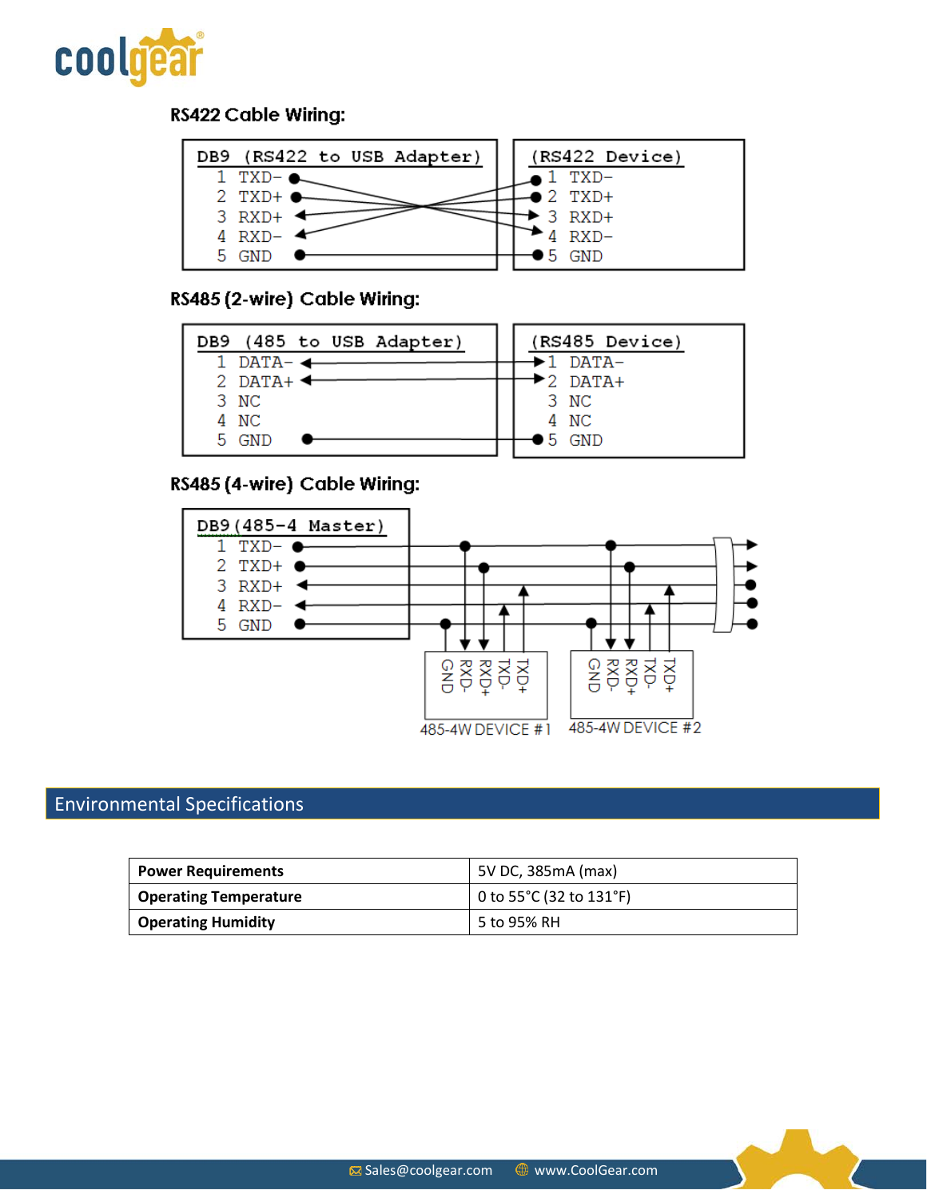**RS422 Cable Wiring:**

DB9 (RS422 to USB Adapter)
1 TXD-
2 TXD+
3 RXD+
4 RXD-
5 GND

(RS422 Device)
1 TXD-
2 TXD+
3 RXD+
4 RXD-
5 GND

**RS485 (2-wire) Cable Wiring:**

DB9 (485 to USB Adapter)
1 DATA-
2 DATA+
3 NC
4 NC
5 GND

(RS485 Device)
1 DATA-
2 DATA+
3 NC
4 NC
5 GND

**RS485 (4-wire) Cable Wiring:**

DB9(485-4 Master)
1 TXD-
2 TXD+
3 RXD+
4 RXD-
5 GND

GND RXD- RXD+ TXD- TXD+
485-4W DEVICE #1

GND RXD- RXD+ TXD- TXD+
485-4W DEVICE #2

## Environmental Specifications

| | |
|---|---|
| **Power Requirements** | 5V DC, 385mA (max) |
| **Operating Temperature** | 0 to 55°C (32 to 131°F) |
| **Operating Humidity** | 5 to 95% RH |